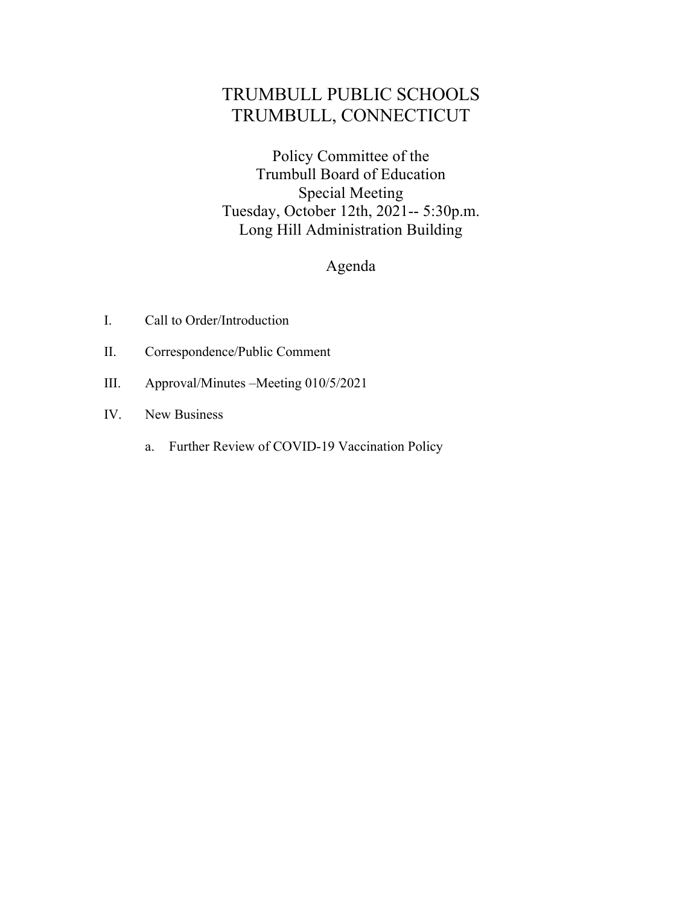# TRUMBULL PUBLIC SCHOOLS
# TRUMBULL, CONNECTICUT

## Policy Committee of the Trumbull Board of Education Special Meeting

Tuesday, October 12th, 2021-- 5:30p.m.
Long Hill Administration Building

## Agenda

I. Call to Order/Introduction

II. Correspondence/Public Comment

III. Approval/Minutes –Meeting 010/5/2021

IV. New Business

   a. Further Review of COVID-19 Vaccination Policy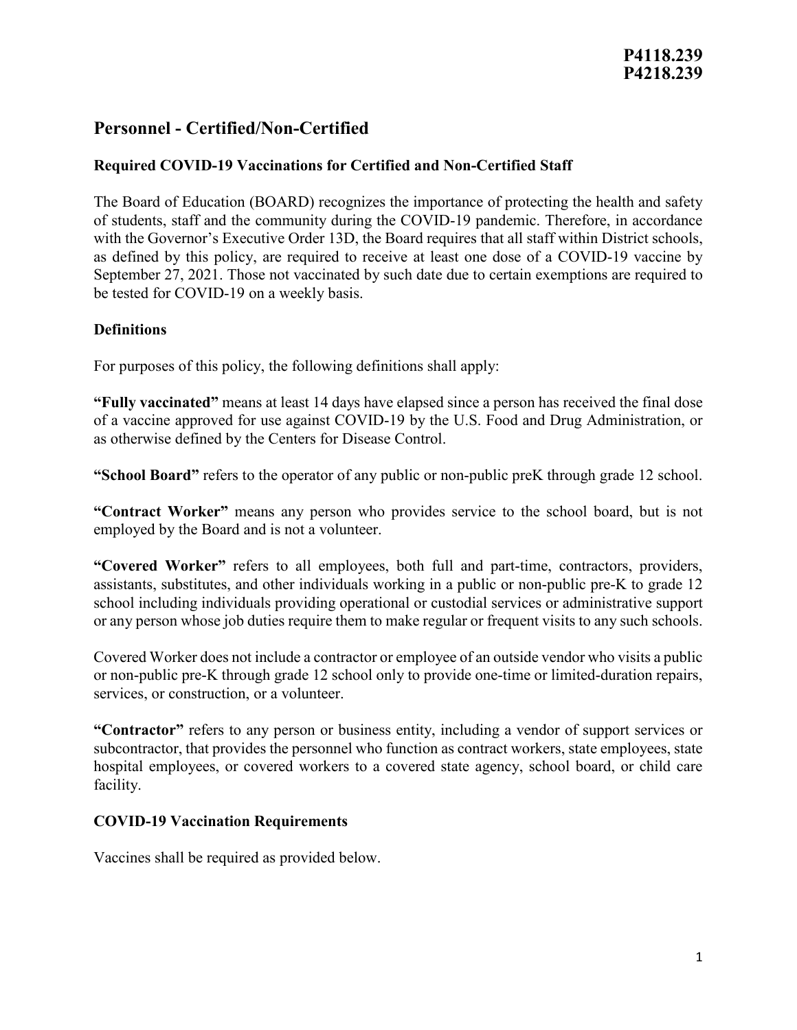**P4118.239**
**P4218.239**

# Personnel - Certified/Non-Certified

### Required COVID-19 Vaccinations for Certified and Non-Certified Staff

The Board of Education (BOARD) recognizes the importance of protecting the health and safety of students, staff and the community during the COVID-19 pandemic. Therefore, in accordance with the Governor's Executive Order 13D, the Board requires that all staff within District schools, as defined by this policy, are required to receive at least one dose of a COVID-19 vaccine by September 27, 2021. Those not vaccinated by such date due to certain exemptions are required to be tested for COVID-19 on a weekly basis.

### Definitions

For purposes of this policy, the following definitions shall apply:

**"Fully vaccinated"** means at least 14 days have elapsed since a person has received the final dose of a vaccine approved for use against COVID-19 by the U.S. Food and Drug Administration, or as otherwise defined by the Centers for Disease Control.

**"School Board"** refers to the operator of any public or non-public preK through grade 12 school.

**"Contract Worker"** means any person who provides service to the school board, but is not employed by the Board and is not a volunteer.

**"Covered Worker"** refers to all employees, both full and part-time, contractors, providers, assistants, substitutes, and other individuals working in a public or non-public pre-K to grade 12 school including individuals providing operational or custodial services or administrative support or any person whose job duties require them to make regular or frequent visits to any such schools.

Covered Worker does not include a contractor or employee of an outside vendor who visits a public or non-public pre-K through grade 12 school only to provide one-time or limited-duration repairs, services, or construction, or a volunteer.

**"Contractor"** refers to any person or business entity, including a vendor of support services or subcontractor, that provides the personnel who function as contract workers, state employees, state hospital employees, or covered workers to a covered state agency, school board, or child care facility.

### COVID-19 Vaccination Requirements

Vaccines shall be required as provided below.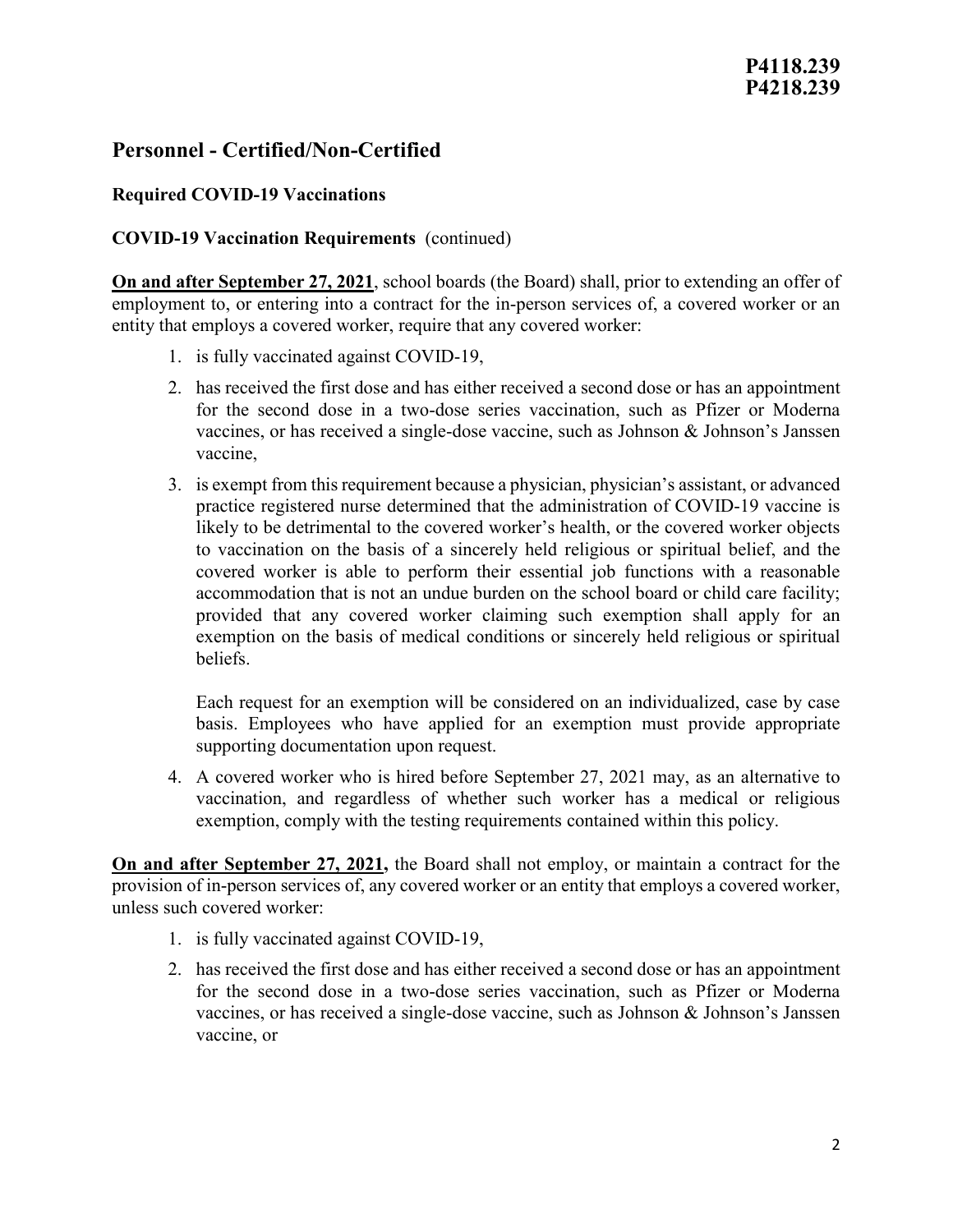**P4118.239**
**P4218.239**

## Personnel - Certified/Non-Certified

### Required COVID-19 Vaccinations

**COVID-19 Vaccination Requirements** (continued)

**On and after September 27, 2021**, school boards (the Board) shall, prior to extending an offer of employment to, or entering into a contract for the in-person services of, a covered worker or an entity that employs a covered worker, require that any covered worker:

1. is fully vaccinated against COVID-19,
2. has received the first dose and has either received a second dose or has an appointment for the second dose in a two-dose series vaccination, such as Pfizer or Moderna vaccines, or has received a single-dose vaccine, such as Johnson & Johnson's Janssen vaccine,
3. is exempt from this requirement because a physician, physician's assistant, or advanced practice registered nurse determined that the administration of COVID-19 vaccine is likely to be detrimental to the covered worker's health, or the covered worker objects to vaccination on the basis of a sincerely held religious or spiritual belief, and the covered worker is able to perform their essential job functions with a reasonable accommodation that is not an undue burden on the school board or child care facility; provided that any covered worker claiming such exemption shall apply for an exemption on the basis of medical conditions or sincerely held religious or spiritual beliefs.

   Each request for an exemption will be considered on an individualized, case by case basis. Employees who have applied for an exemption must provide appropriate supporting documentation upon request.

4. A covered worker who is hired before September 27, 2021 may, as an alternative to vaccination, and regardless of whether such worker has a medical or religious exemption, comply with the testing requirements contained within this policy.

**On and after September 27, 2021,** the Board shall not employ, or maintain a contract for the provision of in-person services of, any covered worker or an entity that employs a covered worker, unless such covered worker:

1. is fully vaccinated against COVID-19,
2. has received the first dose and has either received a second dose or has an appointment for the second dose in a two-dose series vaccination, such as Pfizer or Moderna vaccines, or has received a single-dose vaccine, such as Johnson & Johnson's Janssen vaccine, or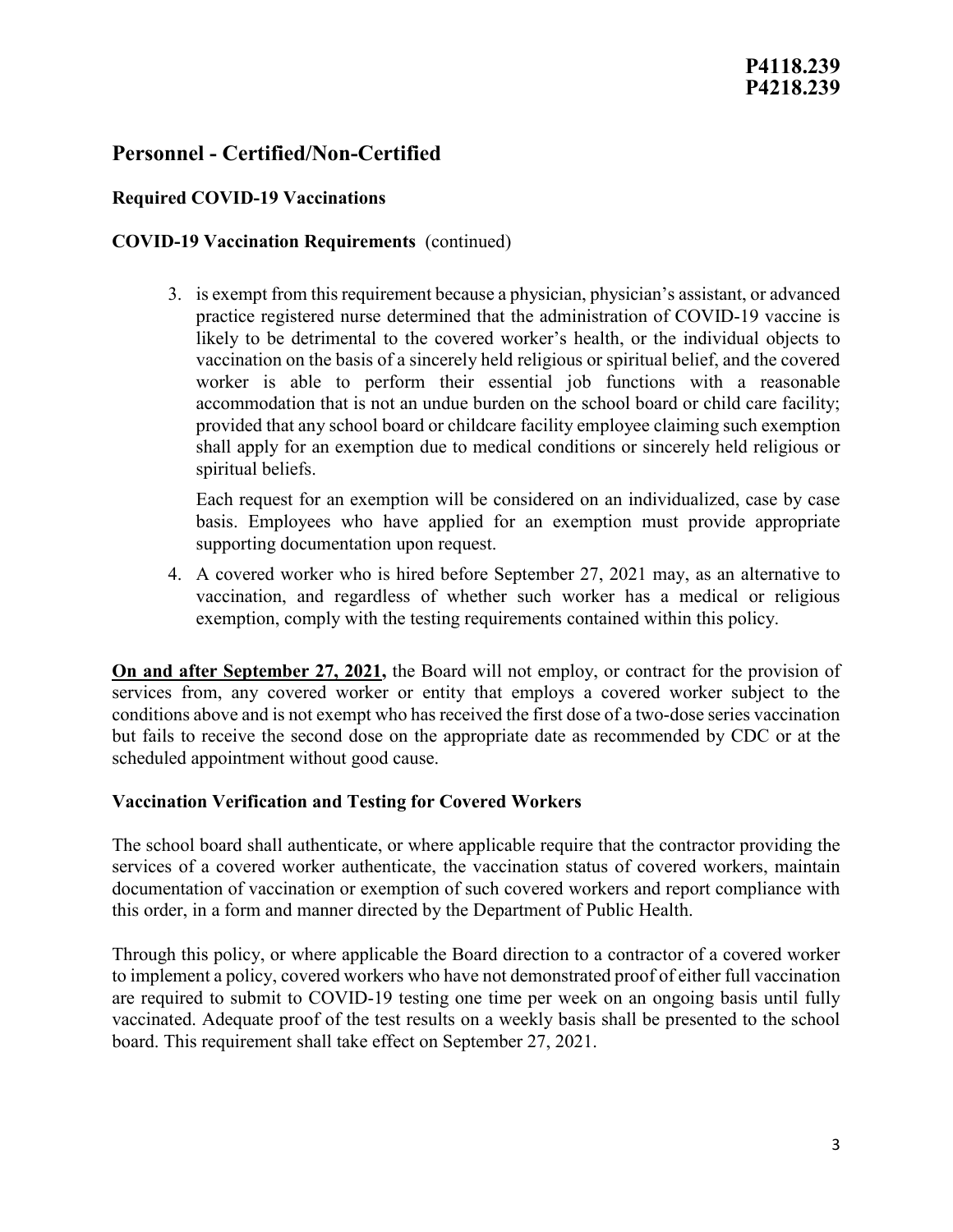# Personnel - Certified/Non-Certified

## Required COVID-19 Vaccinations

### COVID-19 Vaccination Requirements (continued)

3. is exempt from this requirement because a physician, physician's assistant, or advanced practice registered nurse determined that the administration of COVID-19 vaccine is likely to be detrimental to the covered worker's health, or the individual objects to vaccination on the basis of a sincerely held religious or spiritual belief, and the covered worker is able to perform their essential job functions with a reasonable accommodation that is not an undue burden on the school board or child care facility; provided that any school board or childcare facility employee claiming such exemption shall apply for an exemption due to medical conditions or sincerely held religious or spiritual beliefs.

   Each request for an exemption will be considered on an individualized, case by case basis. Employees who have applied for an exemption must provide appropriate supporting documentation upon request.

4. A covered worker who is hired before September 27, 2021 may, as an alternative to vaccination, and regardless of whether such worker has a medical or religious exemption, comply with the testing requirements contained within this policy.

**On and after September 27, 2021,** the Board will not employ, or contract for the provision of services from, any covered worker or entity that employs a covered worker subject to the conditions above and is not exempt who has received the first dose of a two-dose series vaccination but fails to receive the second dose on the appropriate date as recommended by CDC or at the scheduled appointment without good cause.

### Vaccination Verification and Testing for Covered Workers

The school board shall authenticate, or where applicable require that the contractor providing the services of a covered worker authenticate, the vaccination status of covered workers, maintain documentation of vaccination or exemption of such covered workers and report compliance with this order, in a form and manner directed by the Department of Public Health.

Through this policy, or where applicable the Board direction to a contractor of a covered worker to implement a policy, covered workers who have not demonstrated proof of either full vaccination are required to submit to COVID-19 testing one time per week on an ongoing basis until fully vaccinated. Adequate proof of the test results on a weekly basis shall be presented to the school board. This requirement shall take effect on September 27, 2021.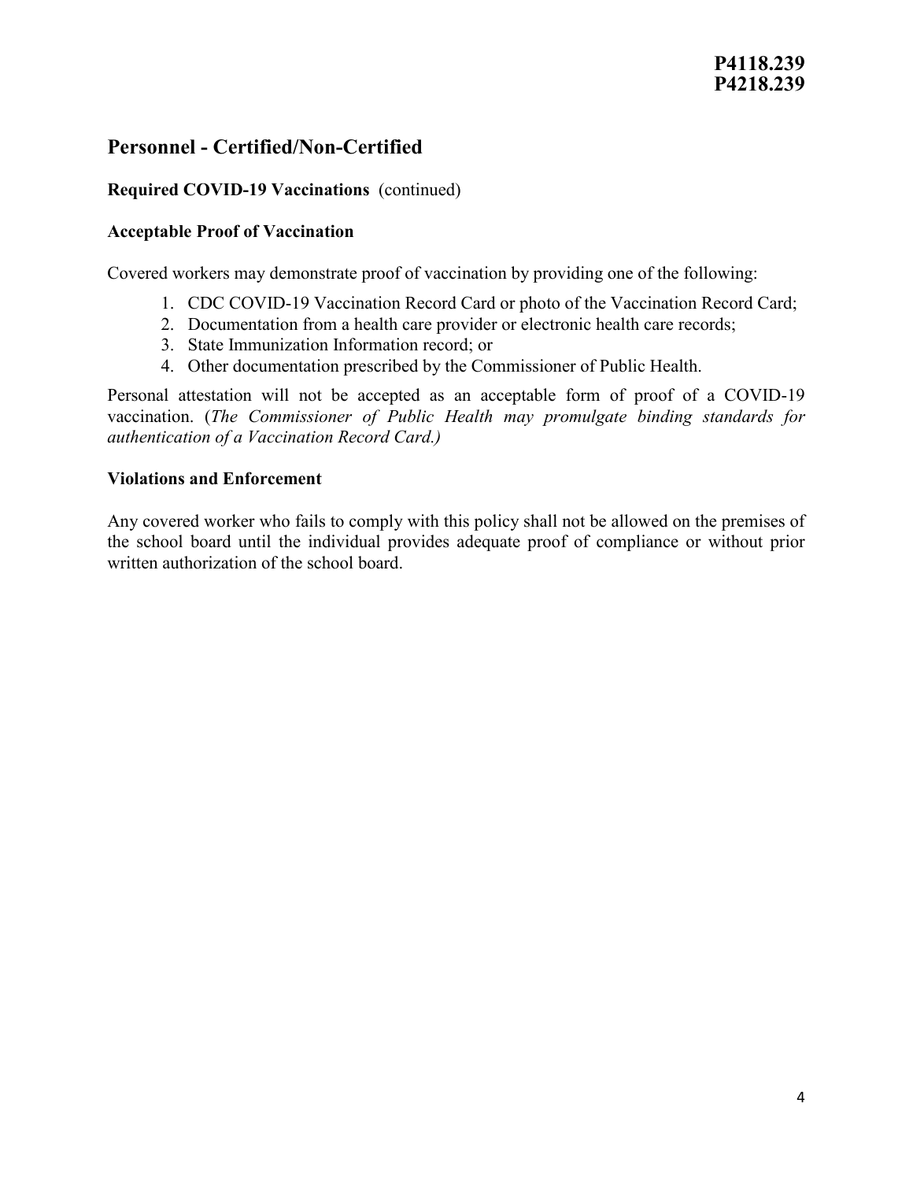P4118.239
P4218.239

## Personnel - Certified/Non-Certified

**Required COVID-19 Vaccinations** (continued)

### Acceptable Proof of Vaccination

Covered workers may demonstrate proof of vaccination by providing one of the following:

1. CDC COVID-19 Vaccination Record Card or photo of the Vaccination Record Card;
2. Documentation from a health care provider or electronic health care records;
3. State Immunization Information record; or
4. Other documentation prescribed by the Commissioner of Public Health.

Personal attestation will not be accepted as an acceptable form of proof of a COVID-19 vaccination. (*The Commissioner of Public Health may promulgate binding standards for authentication of a Vaccination Record Card.)*

### Violations and Enforcement

Any covered worker who fails to comply with this policy shall not be allowed on the premises of the school board until the individual provides adequate proof of compliance or without prior written authorization of the school board.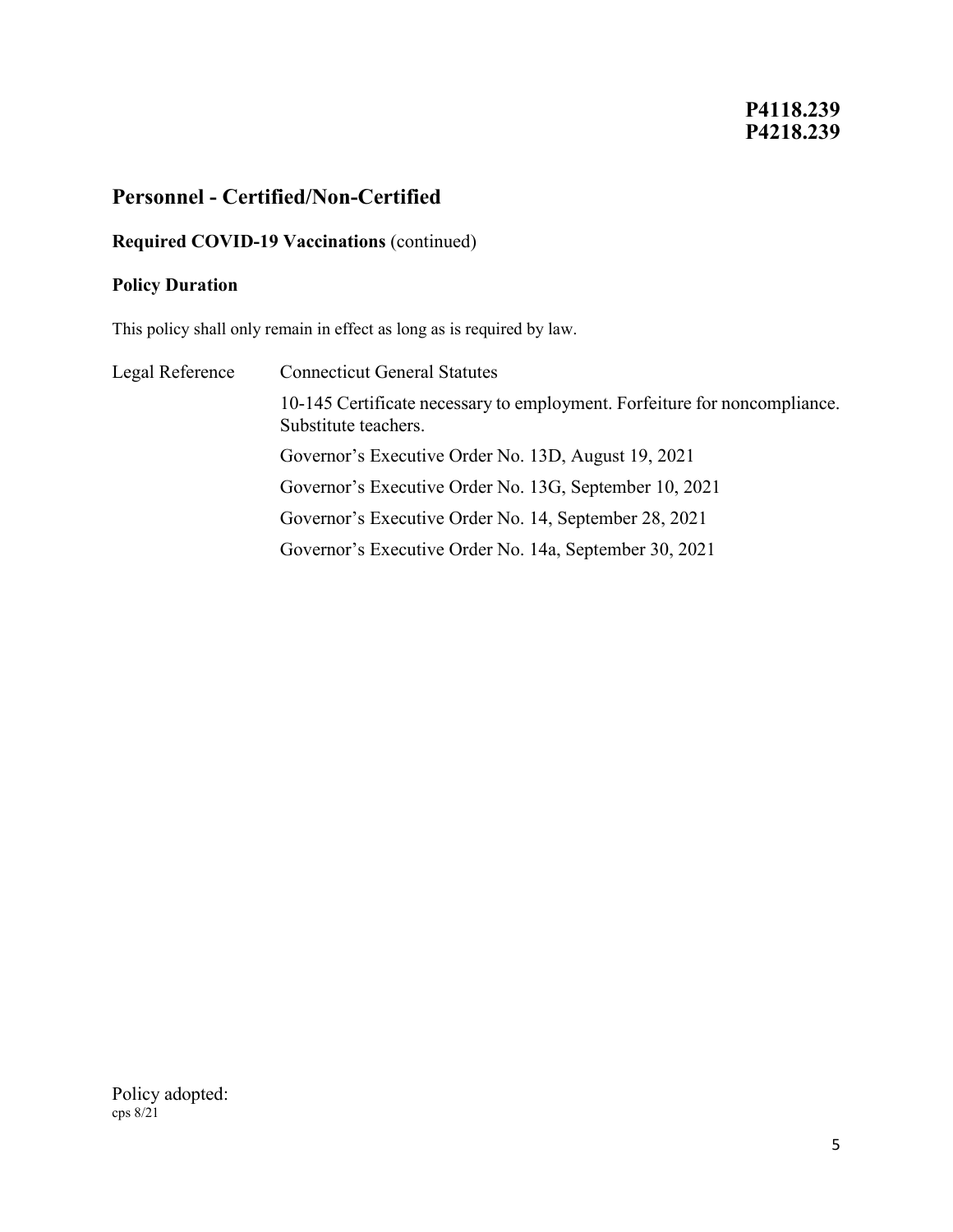**P4118.239**
**P4218.239**

## Personnel - Certified/Non-Certified

### Required COVID-19 Vaccinations (continued)

### Policy Duration

This policy shall only remain in effect as long as is required by law.

Legal Reference Connecticut General Statutes

10-145 Certificate necessary to employment. Forfeiture for noncompliance. Substitute teachers.

Governor's Executive Order No. 13D, August 19, 2021

Governor's Executive Order No. 13G, September 10, 2021

Governor's Executive Order No. 14, September 28, 2021

Governor's Executive Order No. 14a, September 30, 2021

Policy adopted:
cps 8/21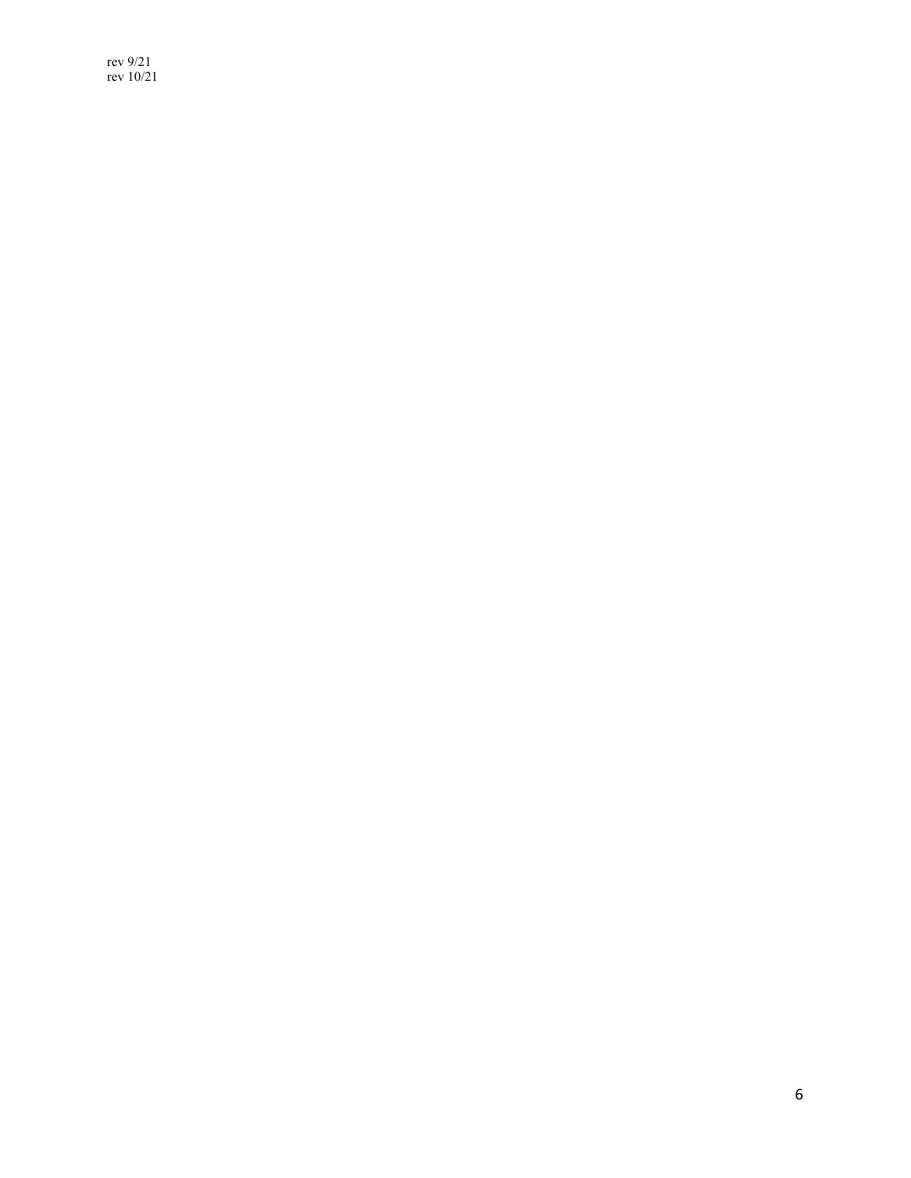rev 9/21
rev 10/21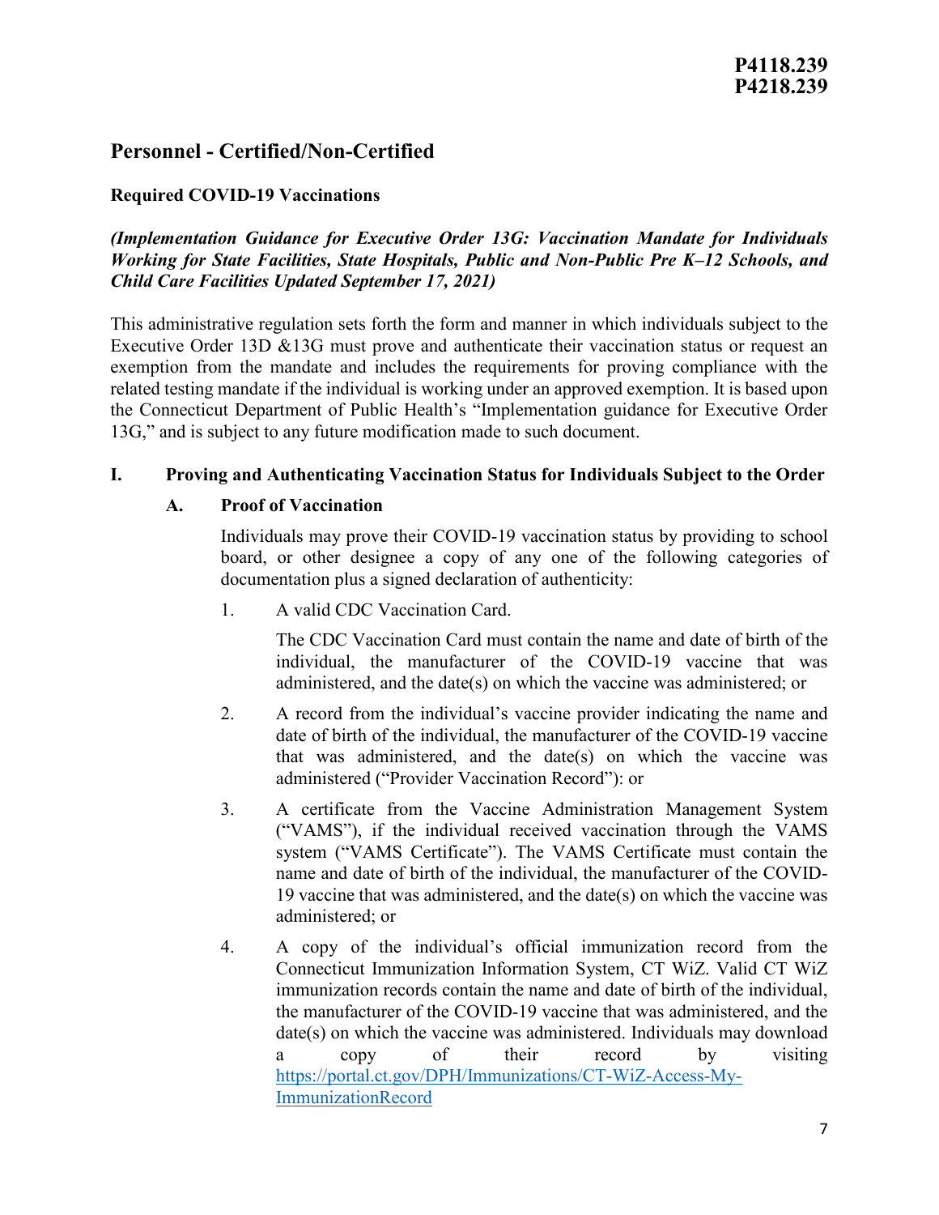**P4118.239**
**P4218.239**

## Personnel - Certified/Non-Certified

### Required COVID-19 Vaccinations

***(Implementation Guidance for Executive Order 13G: Vaccination Mandate for Individuals Working for State Facilities, State Hospitals, Public and Non-Public Pre K–12 Schools, and Child Care Facilities Updated September 17, 2021)***

This administrative regulation sets forth the form and manner in which individuals subject to the Executive Order 13D &13G must prove and authenticate their vaccination status or request an exemption from the mandate and includes the requirements for proving compliance with the related testing mandate if the individual is working under an approved exemption. It is based upon the Connecticut Department of Public Health's "Implementation guidance for Executive Order 13G," and is subject to any future modification made to such document.

**I. Proving and Authenticating Vaccination Status for Individuals Subject to the Order**

**A. Proof of Vaccination**

Individuals may prove their COVID-19 vaccination status by providing to school board, or other designee a copy of any one of the following categories of documentation plus a signed declaration of authenticity:

1. A valid CDC Vaccination Card.

   The CDC Vaccination Card must contain the name and date of birth of the individual, the manufacturer of the COVID-19 vaccine that was administered, and the date(s) on which the vaccine was administered; or

2. A record from the individual's vaccine provider indicating the name and date of birth of the individual, the manufacturer of the COVID-19 vaccine that was administered, and the date(s) on which the vaccine was administered ("Provider Vaccination Record"): or

3. A certificate from the Vaccine Administration Management System ("VAMS"), if the individual received vaccination through the VAMS system ("VAMS Certificate"). The VAMS Certificate must contain the name and date of birth of the individual, the manufacturer of the COVID-19 vaccine that was administered, and the date(s) on which the vaccine was administered; or

4. A copy of the individual's official immunization record from the Connecticut Immunization Information System, CT WiZ. Valid CT WiZ immunization records contain the name and date of birth of the individual, the manufacturer of the COVID-19 vaccine that was administered, and the date(s) on which the vaccine was administered. Individuals may download a copy of their record by visiting https://portal.ct.gov/DPH/Immunizations/CT-WiZ-Access-My-ImmunizationRecord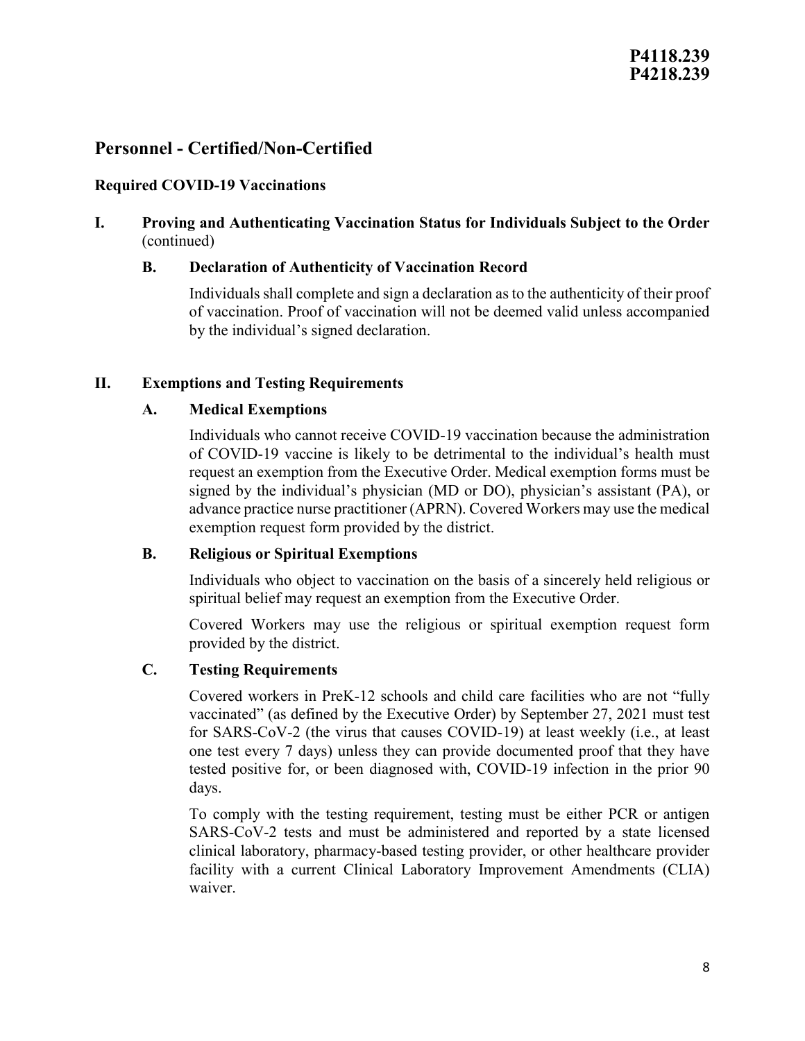# Personnel - Certified/Non-Certified

## Required COVID-19 Vaccinations

**I. Proving and Authenticating Vaccination Status for Individuals Subject to the Order** (continued)

**B. Declaration of Authenticity of Vaccination Record**

Individuals shall complete and sign a declaration as to the authenticity of their proof of vaccination. Proof of vaccination will not be deemed valid unless accompanied by the individual's signed declaration.

**II. Exemptions and Testing Requirements**

**A. Medical Exemptions**

Individuals who cannot receive COVID-19 vaccination because the administration of COVID-19 vaccine is likely to be detrimental to the individual's health must request an exemption from the Executive Order. Medical exemption forms must be signed by the individual's physician (MD or DO), physician's assistant (PA), or advance practice nurse practitioner (APRN). Covered Workers may use the medical exemption request form provided by the district.

**B. Religious or Spiritual Exemptions**

Individuals who object to vaccination on the basis of a sincerely held religious or spiritual belief may request an exemption from the Executive Order.

Covered Workers may use the religious or spiritual exemption request form provided by the district.

**C. Testing Requirements**

Covered workers in PreK-12 schools and child care facilities who are not "fully vaccinated" (as defined by the Executive Order) by September 27, 2021 must test for SARS-CoV-2 (the virus that causes COVID-19) at least weekly (i.e., at least one test every 7 days) unless they can provide documented proof that they have tested positive for, or been diagnosed with, COVID-19 infection in the prior 90 days.

To comply with the testing requirement, testing must be either PCR or antigen SARS-CoV-2 tests and must be administered and reported by a state licensed clinical laboratory, pharmacy-based testing provider, or other healthcare provider facility with a current Clinical Laboratory Improvement Amendments (CLIA) waiver.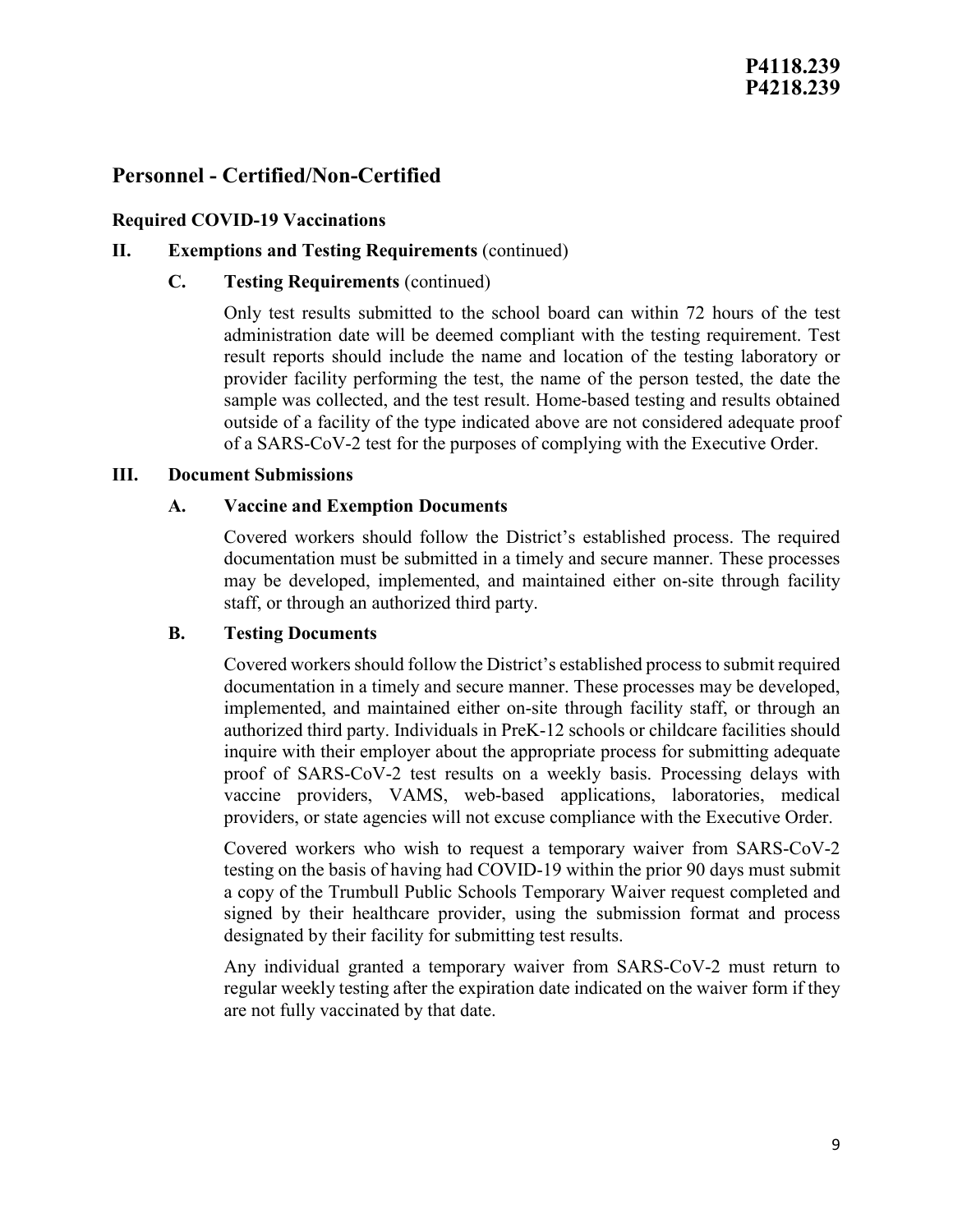**P4118.239**
**P4218.239**

## Personnel - Certified/Non-Certified

### Required COVID-19 Vaccinations

**II. Exemptions and Testing Requirements** (continued)

**C. Testing Requirements** (continued)

Only test results submitted to the school board can within 72 hours of the test administration date will be deemed compliant with the testing requirement. Test result reports should include the name and location of the testing laboratory or provider facility performing the test, the name of the person tested, the date the sample was collected, and the test result. Home-based testing and results obtained outside of a facility of the type indicated above are not considered adequate proof of a SARS-CoV-2 test for the purposes of complying with the Executive Order.

**III. Document Submissions**

**A. Vaccine and Exemption Documents**

Covered workers should follow the District's established process. The required documentation must be submitted in a timely and secure manner. These processes may be developed, implemented, and maintained either on-site through facility staff, or through an authorized third party.

**B. Testing Documents**

Covered workers should follow the District's established process to submit required documentation in a timely and secure manner. These processes may be developed, implemented, and maintained either on-site through facility staff, or through an authorized third party. Individuals in PreK-12 schools or childcare facilities should inquire with their employer about the appropriate process for submitting adequate proof of SARS-CoV-2 test results on a weekly basis. Processing delays with vaccine providers, VAMS, web-based applications, laboratories, medical providers, or state agencies will not excuse compliance with the Executive Order.

Covered workers who wish to request a temporary waiver from SARS-CoV-2 testing on the basis of having had COVID-19 within the prior 90 days must submit a copy of the Trumbull Public Schools Temporary Waiver request completed and signed by their healthcare provider, using the submission format and process designated by their facility for submitting test results.

Any individual granted a temporary waiver from SARS-CoV-2 must return to regular weekly testing after the expiration date indicated on the waiver form if they are not fully vaccinated by that date.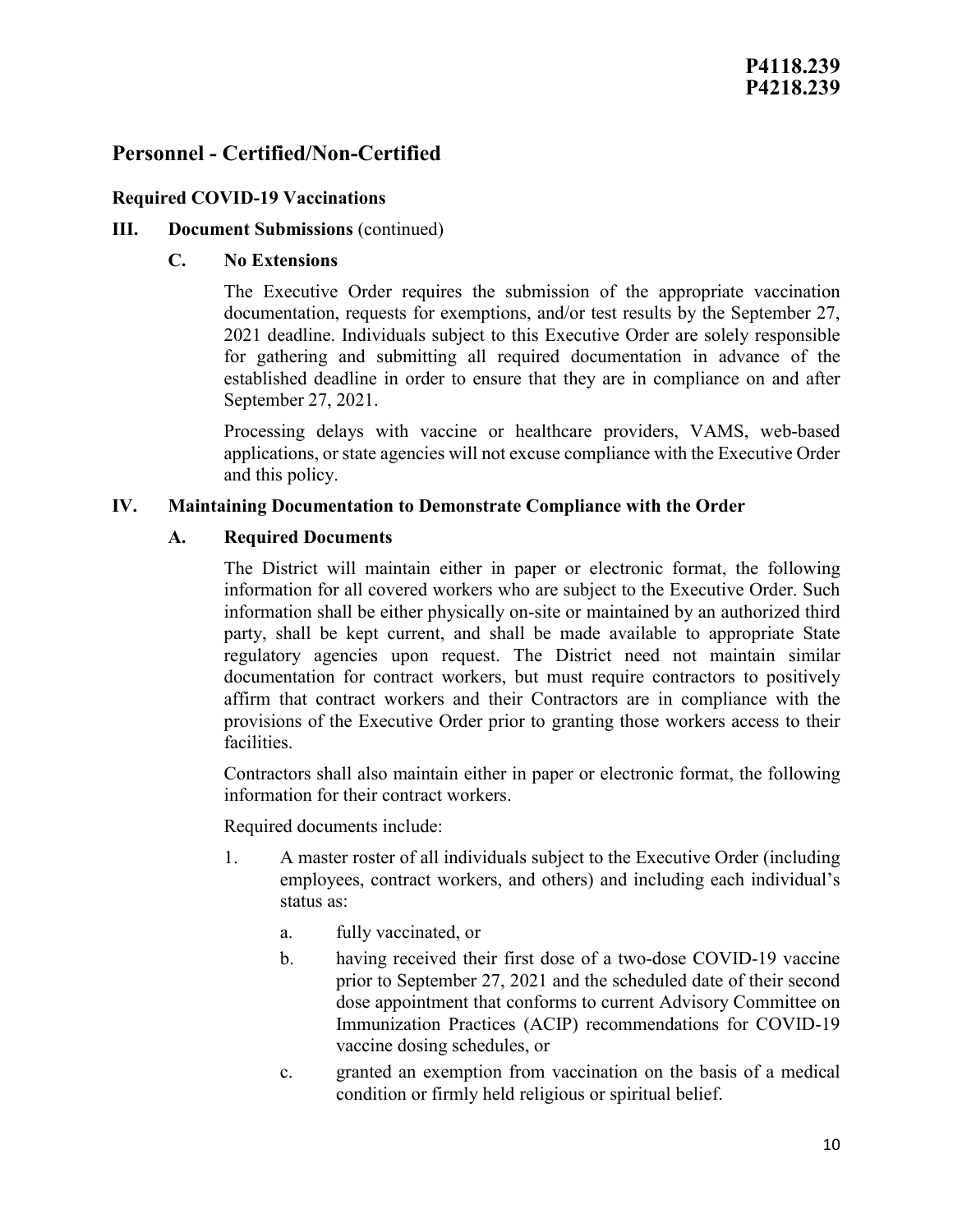# Personnel - Certified/Non-Certified

### Required COVID-19 Vaccinations

**III. Document Submissions** (continued)

**C. No Extensions**

The Executive Order requires the submission of the appropriate vaccination documentation, requests for exemptions, and/or test results by the September 27, 2021 deadline. Individuals subject to this Executive Order are solely responsible for gathering and submitting all required documentation in advance of the established deadline in order to ensure that they are in compliance on and after September 27, 2021.

Processing delays with vaccine or healthcare providers, VAMS, web-based applications, or state agencies will not excuse compliance with the Executive Order and this policy.

**IV. Maintaining Documentation to Demonstrate Compliance with the Order**

**A. Required Documents**

The District will maintain either in paper or electronic format, the following information for all covered workers who are subject to the Executive Order. Such information shall be either physically on-site or maintained by an authorized third party, shall be kept current, and shall be made available to appropriate State regulatory agencies upon request. The District need not maintain similar documentation for contract workers, but must require contractors to positively affirm that contract workers and their Contractors are in compliance with the provisions of the Executive Order prior to granting those workers access to their facilities.

Contractors shall also maintain either in paper or electronic format, the following information for their contract workers.

Required documents include:

1. A master roster of all individuals subject to the Executive Order (including employees, contract workers, and others) and including each individual's status as:
   a. fully vaccinated, or
   b. having received their first dose of a two-dose COVID-19 vaccine prior to September 27, 2021 and the scheduled date of their second dose appointment that conforms to current Advisory Committee on Immunization Practices (ACIP) recommendations for COVID-19 vaccine dosing schedules, or
   c. granted an exemption from vaccination on the basis of a medical condition or firmly held religious or spiritual belief.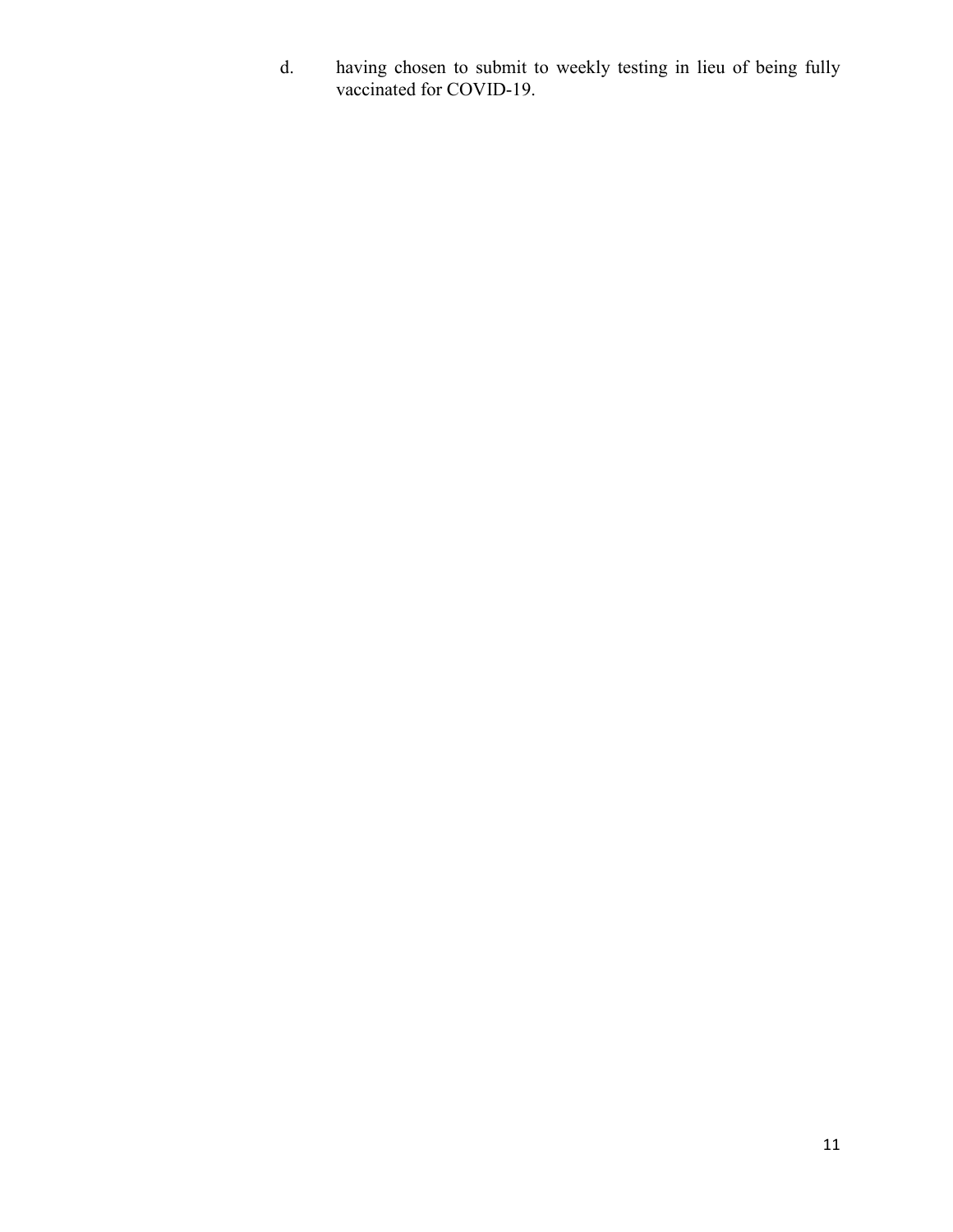d. having chosen to submit to weekly testing in lieu of being fully vaccinated for COVID-19.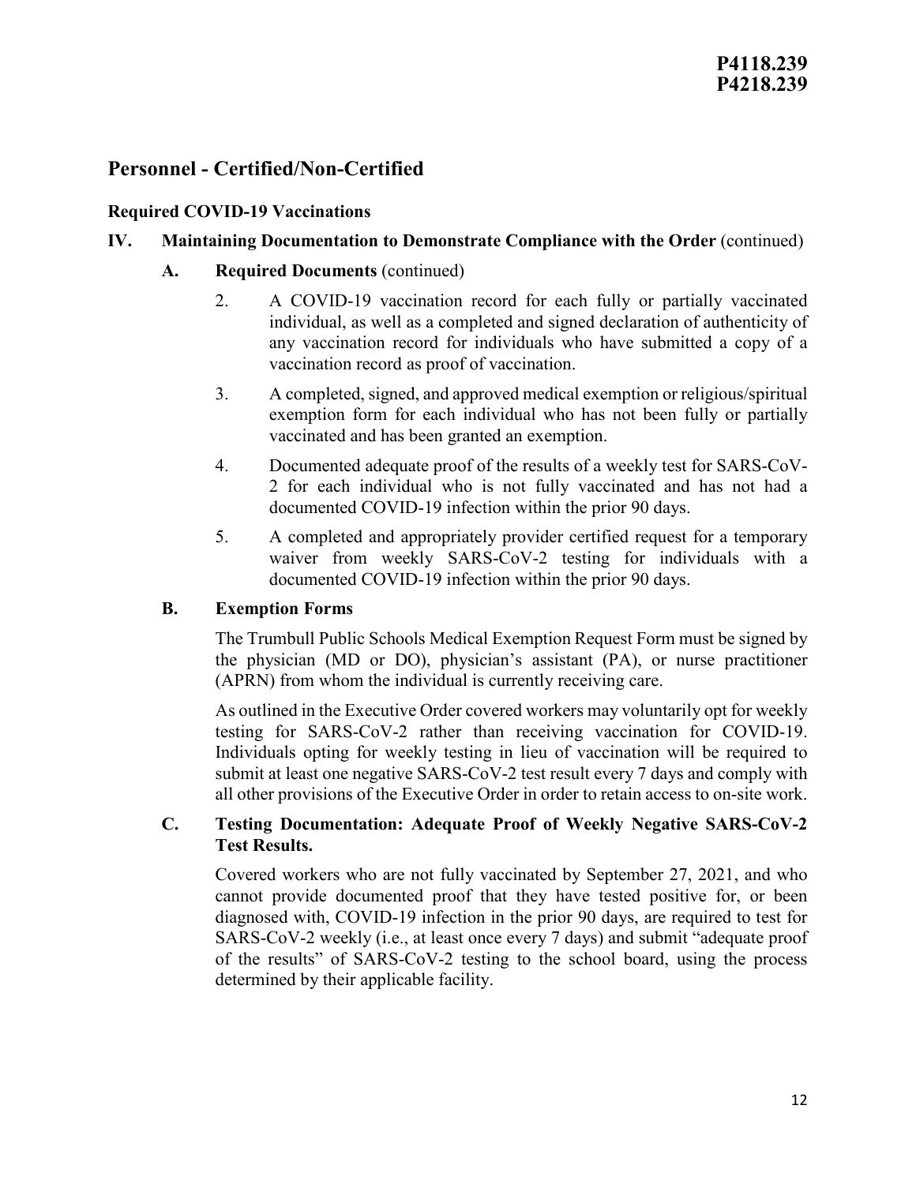# P4118.239
# P4218.239

## Personnel - Certified/Non-Certified

### Required COVID-19 Vaccinations

**IV. Maintaining Documentation to Demonstrate Compliance with the Order** (continued)

**A. Required Documents** (continued)

2. A COVID-19 vaccination record for each fully or partially vaccinated individual, as well as a completed and signed declaration of authenticity of any vaccination record for individuals who have submitted a copy of a vaccination record as proof of vaccination.

3. A completed, signed, and approved medical exemption or religious/spiritual exemption form for each individual who has not been fully or partially vaccinated and has been granted an exemption.

4. Documented adequate proof of the results of a weekly test for SARS-CoV-2 for each individual who is not fully vaccinated and has not had a documented COVID-19 infection within the prior 90 days.

5. A completed and appropriately provider certified request for a temporary waiver from weekly SARS-CoV-2 testing for individuals with a documented COVID-19 infection within the prior 90 days.

**B. Exemption Forms**

The Trumbull Public Schools Medical Exemption Request Form must be signed by the physician (MD or DO), physician's assistant (PA), or nurse practitioner (APRN) from whom the individual is currently receiving care.

As outlined in the Executive Order covered workers may voluntarily opt for weekly testing for SARS-CoV-2 rather than receiving vaccination for COVID-19. Individuals opting for weekly testing in lieu of vaccination will be required to submit at least one negative SARS-CoV-2 test result every 7 days and comply with all other provisions of the Executive Order in order to retain access to on-site work.

**C. Testing Documentation: Adequate Proof of Weekly Negative SARS-CoV-2 Test Results.**

Covered workers who are not fully vaccinated by September 27, 2021, and who cannot provide documented proof that they have tested positive for, or been diagnosed with, COVID-19 infection in the prior 90 days, are required to test for SARS-CoV-2 weekly (i.e., at least once every 7 days) and submit "adequate proof of the results" of SARS-CoV-2 testing to the school board, using the process determined by their applicable facility.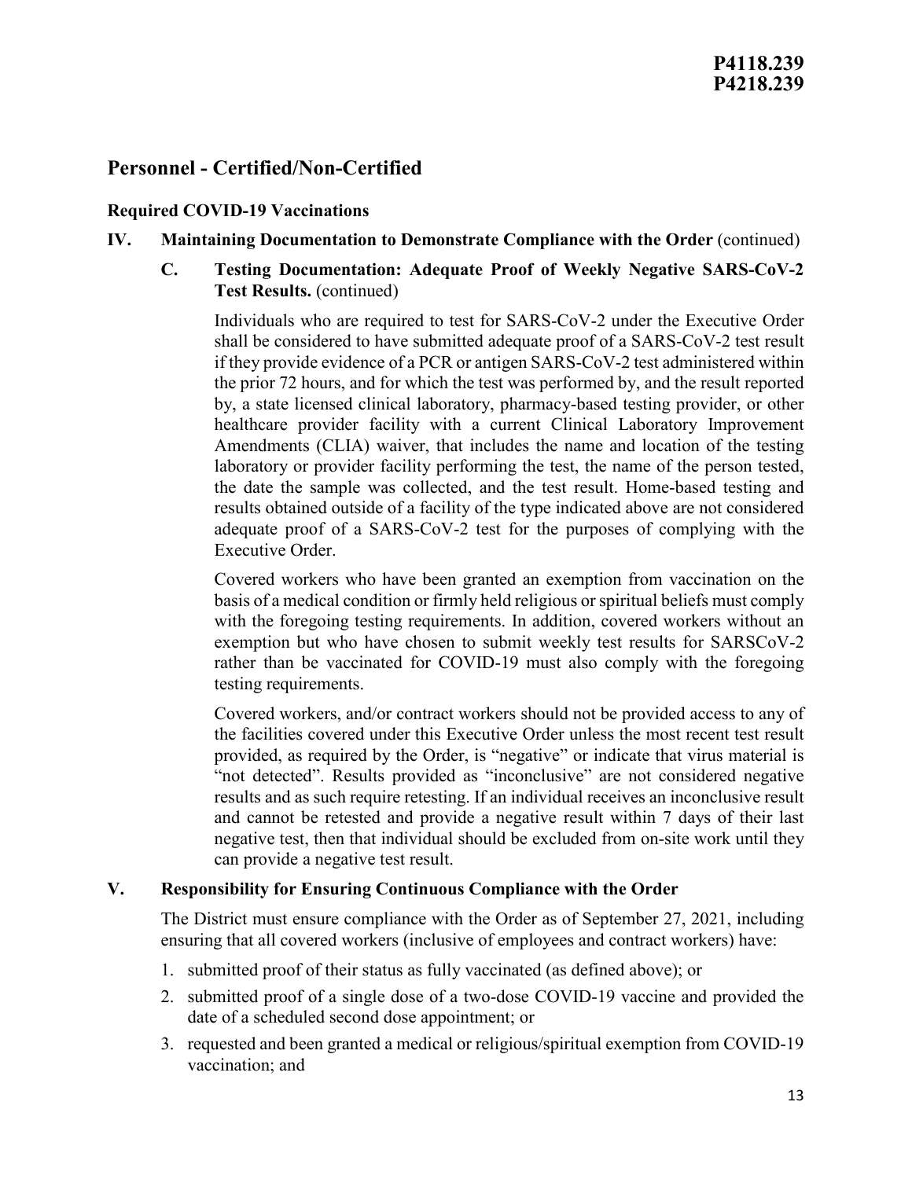# Personnel - Certified/Non-Certified

## Required COVID-19 Vaccinations

### IV. Maintaining Documentation to Demonstrate Compliance with the Order (continued)

#### C. Testing Documentation: Adequate Proof of Weekly Negative SARS-CoV-2 Test Results. (continued)

Individuals who are required to test for SARS-CoV-2 under the Executive Order shall be considered to have submitted adequate proof of a SARS-CoV-2 test result if they provide evidence of a PCR or antigen SARS-CoV-2 test administered within the prior 72 hours, and for which the test was performed by, and the result reported by, a state licensed clinical laboratory, pharmacy-based testing provider, or other healthcare provider facility with a current Clinical Laboratory Improvement Amendments (CLIA) waiver, that includes the name and location of the testing laboratory or provider facility performing the test, the name of the person tested, the date the sample was collected, and the test result. Home-based testing and results obtained outside of a facility of the type indicated above are not considered adequate proof of a SARS-CoV-2 test for the purposes of complying with the Executive Order.

Covered workers who have been granted an exemption from vaccination on the basis of a medical condition or firmly held religious or spiritual beliefs must comply with the foregoing testing requirements. In addition, covered workers without an exemption but who have chosen to submit weekly test results for SARSCoV-2 rather than be vaccinated for COVID-19 must also comply with the foregoing testing requirements.

Covered workers, and/or contract workers should not be provided access to any of the facilities covered under this Executive Order unless the most recent test result provided, as required by the Order, is "negative" or indicate that virus material is "not detected". Results provided as "inconclusive" are not considered negative results and as such require retesting. If an individual receives an inconclusive result and cannot be retested and provide a negative result within 7 days of their last negative test, then that individual should be excluded from on-site work until they can provide a negative test result.

### V. Responsibility for Ensuring Continuous Compliance with the Order

The District must ensure compliance with the Order as of September 27, 2021, including ensuring that all covered workers (inclusive of employees and contract workers) have:

1. submitted proof of their status as fully vaccinated (as defined above); or
2. submitted proof of a single dose of a two-dose COVID-19 vaccine and provided the date of a scheduled second dose appointment; or
3. requested and been granted a medical or religious/spiritual exemption from COVID-19 vaccination; and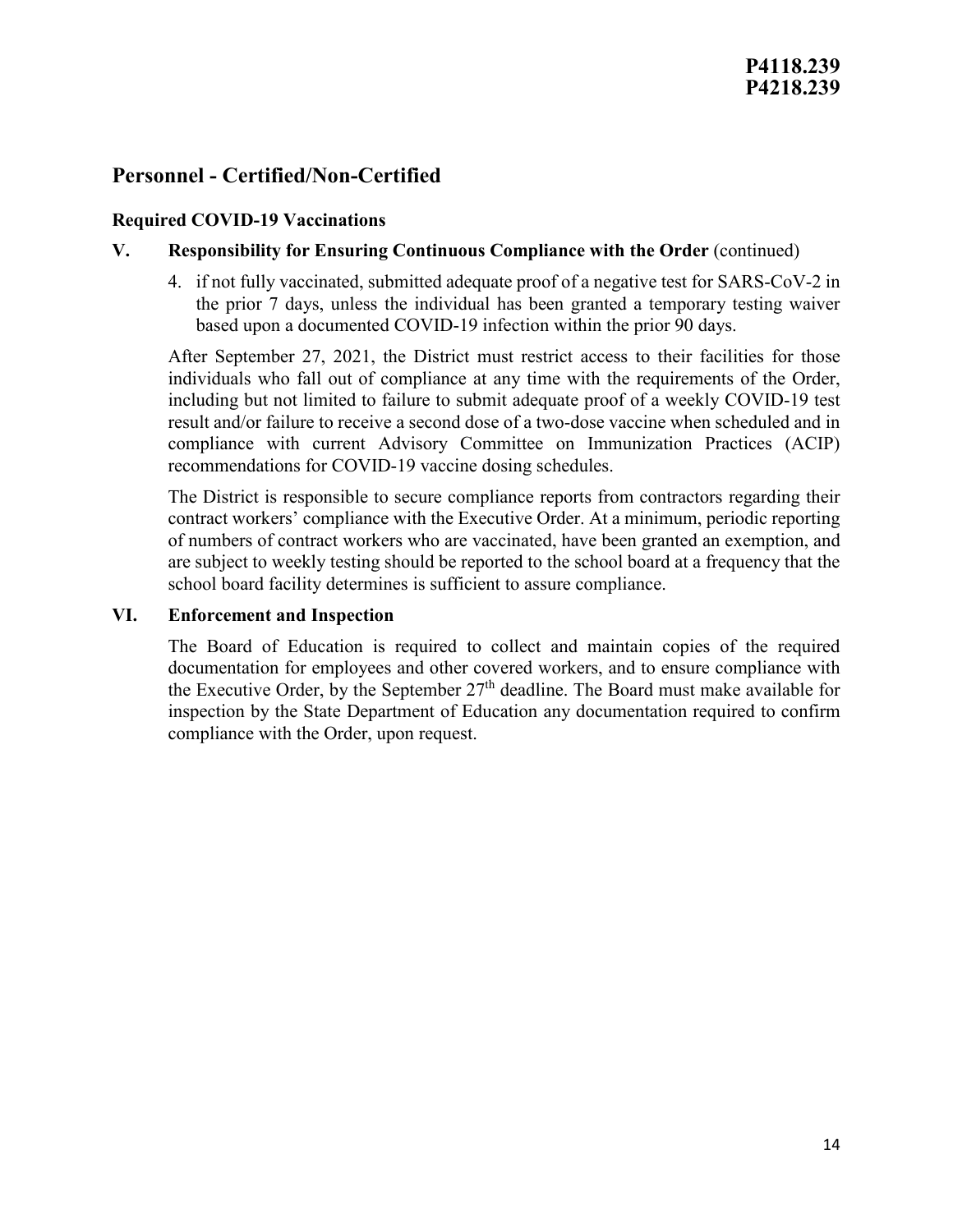# Personnel - Certified/Non-Certified

## Required COVID-19 Vaccinations

### V. Responsibility for Ensuring Continuous Compliance with the Order (continued)

4. if not fully vaccinated, submitted adequate proof of a negative test for SARS-CoV-2 in the prior 7 days, unless the individual has been granted a temporary testing waiver based upon a documented COVID-19 infection within the prior 90 days.

After September 27, 2021, the District must restrict access to their facilities for those individuals who fall out of compliance at any time with the requirements of the Order, including but not limited to failure to submit adequate proof of a weekly COVID-19 test result and/or failure to receive a second dose of a two-dose vaccine when scheduled and in compliance with current Advisory Committee on Immunization Practices (ACIP) recommendations for COVID-19 vaccine dosing schedules.

The District is responsible to secure compliance reports from contractors regarding their contract workers' compliance with the Executive Order. At a minimum, periodic reporting of numbers of contract workers who are vaccinated, have been granted an exemption, and are subject to weekly testing should be reported to the school board at a frequency that the school board facility determines is sufficient to assure compliance.

### VI. Enforcement and Inspection

The Board of Education is required to collect and maintain copies of the required documentation for employees and other covered workers, and to ensure compliance with the Executive Order, by the September 27th deadline. The Board must make available for inspection by the State Department of Education any documentation required to confirm compliance with the Order, upon request.